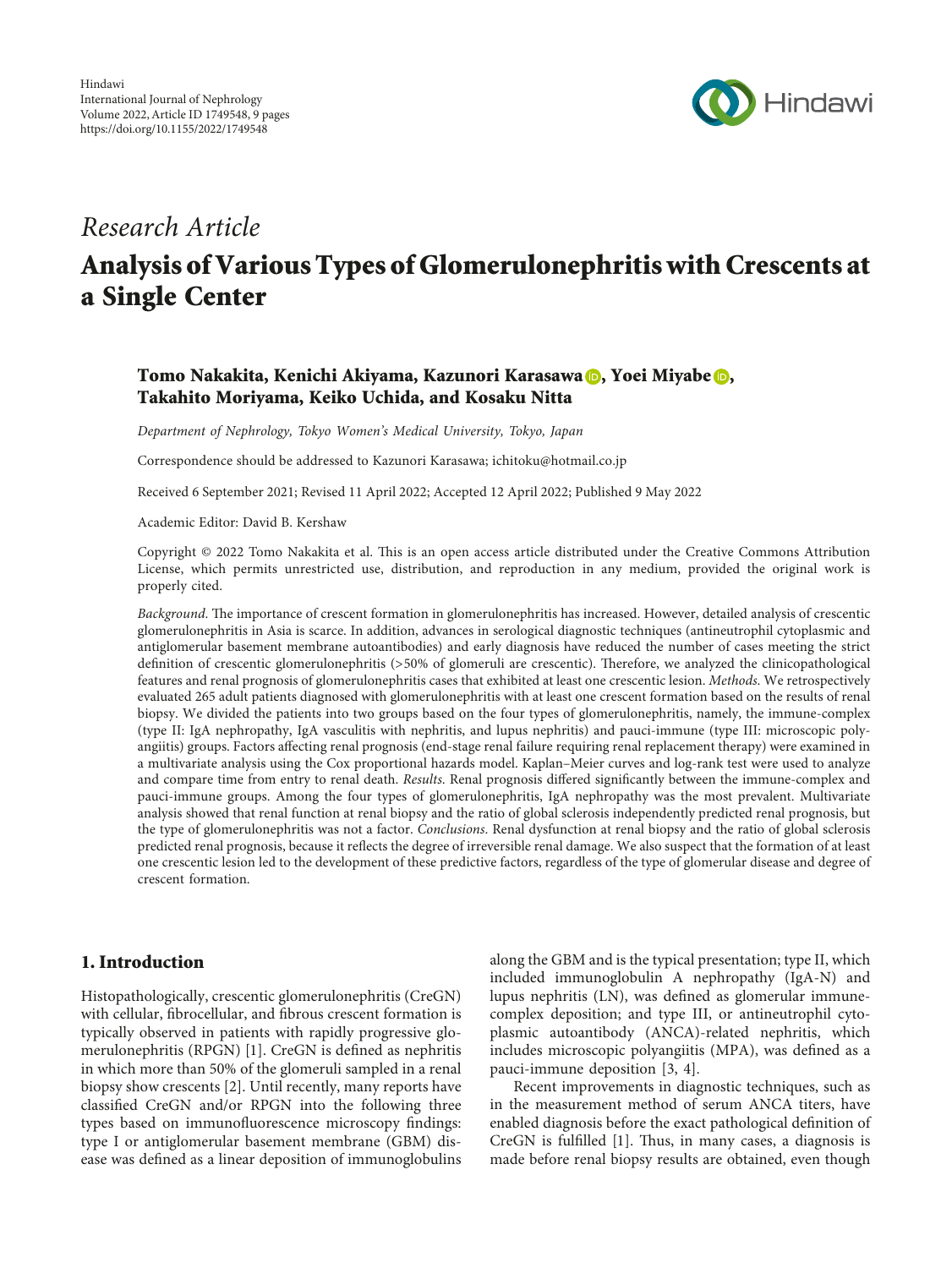Hindawi
International Journal of Nephrology
Volume 2022, Article ID 1749548, 9 pages
https://doi.org/10.1155/2022/1749548

*Research Article*

# Analysis of Various Types of Glomerulonephritis with Crescents at a Single Center

**Tomo Nakakita, Kenichi Akiyama, Kazunori Karasawa, Yoei Miyabe, Takahito Moriyama, Keiko Uchida, and Kosaku Nitta**

*Department of Nephrology, Tokyo Women's Medical University, Tokyo, Japan*

Correspondence should be addressed to Kazunori Karasawa; ichitoku@hotmail.co.jp

Received 6 September 2021; Revised 11 April 2022; Accepted 12 April 2022; Published 9 May 2022

Academic Editor: David B. Kershaw

Copyright © 2022 Tomo Nakakita et al. This is an open access article distributed under the Creative Commons Attribution License, which permits unrestricted use, distribution, and reproduction in any medium, provided the original work is properly cited.

*Background*. The importance of crescent formation in glomerulonephritis has increased. However, detailed analysis of crescentic glomerulonephritis in Asia is scarce. In addition, advances in serological diagnostic techniques (antineutrophil cytoplasmic and antiglomerular basement membrane autoantibodies) and early diagnosis have reduced the number of cases meeting the strict definition of crescentic glomerulonephritis (>50% of glomeruli are crescentic). Therefore, we analyzed the clinicopathological features and renal prognosis of glomerulonephritis cases that exhibited at least one crescentic lesion. *Methods*. We retrospectively evaluated 265 adult patients diagnosed with glomerulonephritis with at least one crescent formation based on the results of renal biopsy. We divided the patients into two groups based on the four types of glomerulonephritis, namely, the immune-complex (type II: IgA nephropathy, IgA vasculitis with nephritis, and lupus nephritis) and pauci-immune (type III: microscopic polyangiitis) groups. Factors affecting renal prognosis (end-stage renal failure requiring renal replacement therapy) were examined in a multivariate analysis using the Cox proportional hazards model. Kaplan–Meier curves and log-rank test were used to analyze and compare time from entry to renal death. *Results*. Renal prognosis differed significantly between the immune-complex and pauci-immune groups. Among the four types of glomerulonephritis, IgA nephropathy was the most prevalent. Multivariate analysis showed that renal function at renal biopsy and the ratio of global sclerosis independently predicted renal prognosis, but the type of glomerulonephritis was not a factor. *Conclusions*. Renal dysfunction at renal biopsy and the ratio of global sclerosis predicted renal prognosis, because it reflects the degree of irreversible renal damage. We also suspect that the formation of at least one crescentic lesion led to the development of these predictive factors, regardless of the type of glomerular disease and degree of crescent formation.

## 1. Introduction

Histopathologically, crescentic glomerulonephritis (CreGN) with cellular, fibrocellular, and fibrous crescent formation is typically observed in patients with rapidly progressive glomerulonephritis (RPGN) [1]. CreGN is defined as nephritis in which more than 50% of the glomeruli sampled in a renal biopsy show crescents [2]. Until recently, many reports have classified CreGN and/or RPGN into the following three types based on immunofluorescence microscopy findings: type I or antiglomerular basement membrane (GBM) disease was defined as a linear deposition of immunoglobulins along the GBM and is the typical presentation; type II, which included immunoglobulin A nephropathy (IgA-N) and lupus nephritis (LN), was defined as glomerular immune-complex deposition; and type III, or antineutrophil cytoplasmic autoantibody (ANCA)-related nephritis, which includes microscopic polyangiitis (MPA), was defined as a pauci-immune deposition [3, 4].

Recent improvements in diagnostic techniques, such as in the measurement method of serum ANCA titers, have enabled diagnosis before the exact pathological definition of CreGN is fulfilled [1]. Thus, in many cases, a diagnosis is made before renal biopsy results are obtained, even though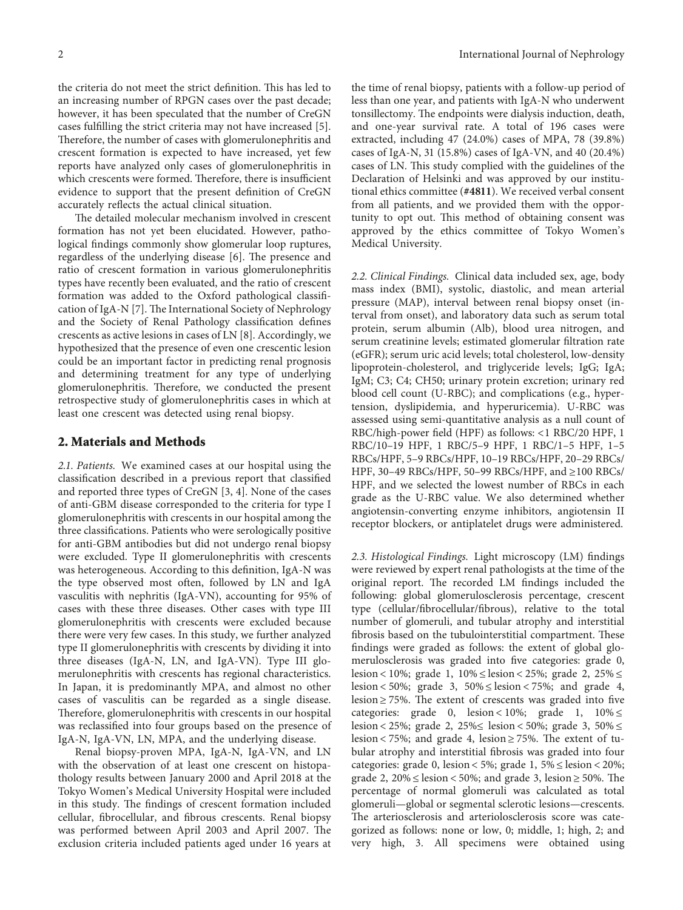the criteria do not meet the strict definition. This has led to an increasing number of RPGN cases over the past decade; however, it has been speculated that the number of CreGN cases fulfilling the strict criteria may not have increased [5]. Therefore, the number of cases with glomerulonephritis and crescent formation is expected to have increased, yet few reports have analyzed only cases of glomerulonephritis in which crescents were formed. Therefore, there is insufficient evidence to support that the present definition of CreGN accurately reflects the actual clinical situation.

The detailed molecular mechanism involved in crescent formation has not yet been elucidated. However, pathological findings commonly show glomerular loop ruptures, regardless of the underlying disease [6]. The presence and ratio of crescent formation in various glomerulonephritis types have recently been evaluated, and the ratio of crescent formation was added to the Oxford pathological classification of IgA-N [7]. The International Society of Nephrology and the Society of Renal Pathology classification defines crescents as active lesions in cases of LN [8]. Accordingly, we hypothesized that the presence of even one crescentic lesion could be an important factor in predicting renal prognosis and determining treatment for any type of underlying glomerulonephritis. Therefore, we conducted the present retrospective study of glomerulonephritis cases in which at least one crescent was detected using renal biopsy.

## 2. Materials and Methods

*2.1. Patients.* We examined cases at our hospital using the classification described in a previous report that classified and reported three types of CreGN [3, 4]. None of the cases of anti-GBM disease corresponded to the criteria for type I glomerulonephritis with crescents in our hospital among the three classifications. Patients who were serologically positive for anti-GBM antibodies but did not undergo renal biopsy were excluded. Type II glomerulonephritis with crescents was heterogeneous. According to this definition, IgA-N was the type observed most often, followed by LN and IgA vasculitis with nephritis (IgA-VN), accounting for 95% of cases with these three diseases. Other cases with type III glomerulonephritis with crescents were excluded because there were very few cases. In this study, we further analyzed type II glomerulonephritis with crescents by dividing it into three diseases (IgA-N, LN, and IgA-VN). Type III glomerulonephritis with crescents has regional characteristics. In Japan, it is predominantly MPA, and almost no other cases of vasculitis can be regarded as a single disease. Therefore, glomerulonephritis with crescents in our hospital was reclassified into four groups based on the presence of IgA-N, IgA-VN, LN, MPA, and the underlying disease.

Renal biopsy-proven MPA, IgA-N, IgA-VN, and LN with the observation of at least one crescent on histopathology results between January 2000 and April 2018 at the Tokyo Women's Medical University Hospital were included in this study. The findings of crescent formation included cellular, fibrocellular, and fibrous crescents. Renal biopsy was performed between April 2003 and April 2007. The exclusion criteria included patients aged under 16 years at the time of renal biopsy, patients with a follow-up period of less than one year, and patients with IgA-N who underwent tonsillectomy. The endpoints were dialysis induction, death, and one-year survival rate. A total of 196 cases were extracted, including 47 (24.0%) cases of MPA, 78 (39.8%) cases of IgA-N, 31 (15.8%) cases of IgA-VN, and 40 (20.4%) cases of LN. This study complied with the guidelines of the Declaration of Helsinki and was approved by our institutional ethics committee (**#4811**). We received verbal consent from all patients, and we provided them with the opportunity to opt out. This method of obtaining consent was approved by the ethics committee of Tokyo Women's Medical University.

*2.2. Clinical Findings.* Clinical data included sex, age, body mass index (BMI), systolic, diastolic, and mean arterial pressure (MAP), interval between renal biopsy onset (interval from onset), and laboratory data such as serum total protein, serum albumin (Alb), blood urea nitrogen, and serum creatinine levels; estimated glomerular filtration rate (eGFR); serum uric acid levels; total cholesterol, low-density lipoprotein-cholesterol, and triglyceride levels; IgG; IgA; IgM; C3; C4; CH50; urinary protein excretion; urinary red blood cell count (U-RBC); and complications (e.g., hypertension, dyslipidemia, and hyperuricemia). U-RBC was assessed using semi-quantitative analysis as a null count of RBC/high-power field (HPF) as follows: <1 RBC/20 HPF, 1 RBC/10–19 HPF, 1 RBC/5–9 HPF, 1 RBC/1–5 HPF, 1–5 RBCs/HPF, 5–9 RBCs/HPF, 10–19 RBCs/HPF, 20–29 RBCs/HPF, 30–49 RBCs/HPF, 50–99 RBCs/HPF, and ≥100 RBCs/HPF, and we selected the lowest number of RBCs in each grade as the U-RBC value. We also determined whether angiotensin-converting enzyme inhibitors, angiotensin II receptor blockers, or antiplatelet drugs were administered.

*2.3. Histological Findings.* Light microscopy (LM) findings were reviewed by expert renal pathologists at the time of the original report. The recorded LM findings included the following: global glomerulosclerosis percentage, crescent type (cellular/fibrocellular/fibrous), relative to the total number of glomeruli, and tubular atrophy and interstitial fibrosis based on the tubulointerstitial compartment. These findings were graded as follows: the extent of global glomerulosclerosis was graded into five categories: grade 0, lesion < 10%; grade 1, 10% ≤ lesion < 25%; grade 2, 25% ≤ lesion < 50%; grade 3, 50% ≤ lesion < 75%; and grade 4, lesion ≥ 75%. The extent of crescents was graded into five categories: grade 0, lesion < 10%; grade 1, 10% ≤ lesion < 25%; grade 2, 25% ≤ lesion < 50%; grade 3, 50% ≤ lesion < 75%; and grade 4, lesion ≥ 75%. The extent of tubular atrophy and interstitial fibrosis was graded into four categories: grade 0, lesion < 5%; grade 1, 5% ≤ lesion < 20%; grade 2, 20% ≤ lesion < 50%; and grade 3, lesion ≥ 50%. The percentage of normal glomeruli was calculated as total glomeruli—global or segmental sclerotic lesions—crescents. The arteriosclerosis and arteriolosclerosis score was categorized as follows: none or low, 0; middle, 1; high, 2; and very high, 3. All specimens were obtained using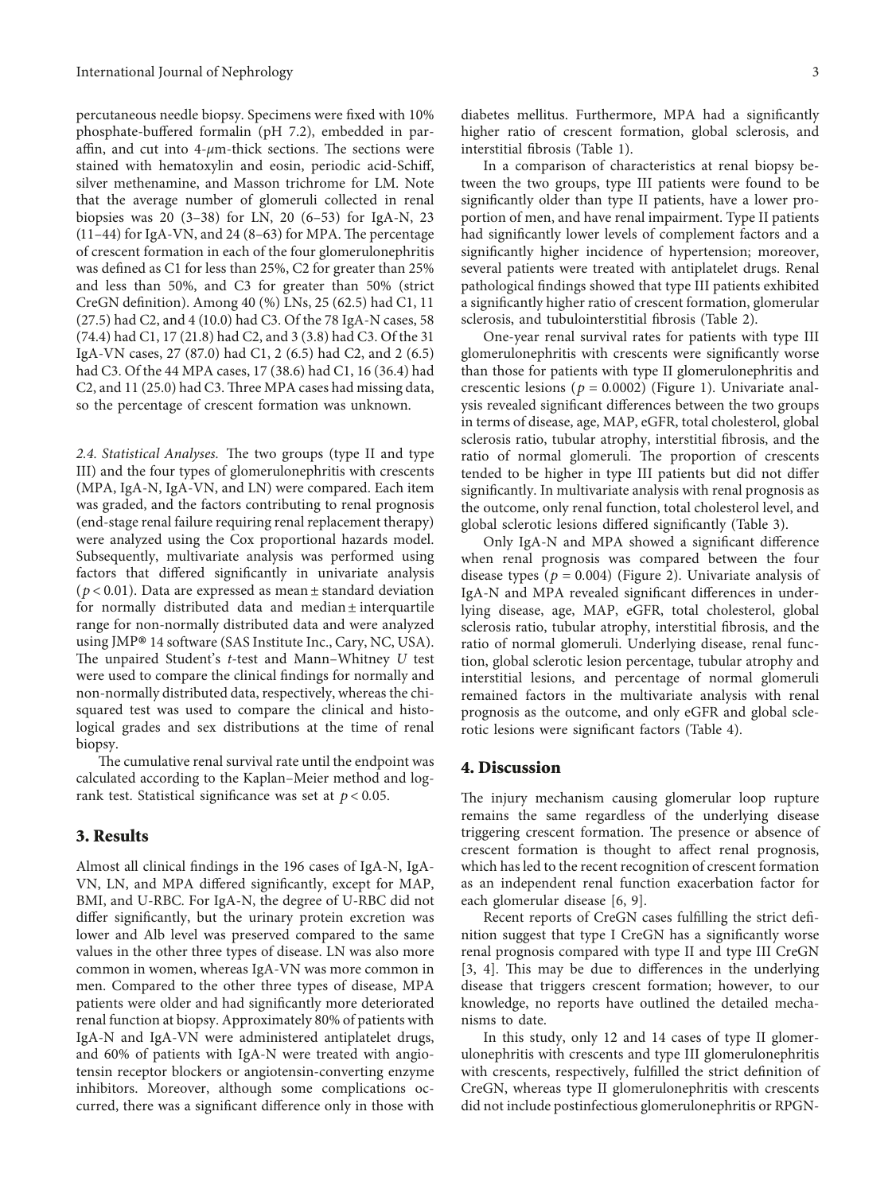percutaneous needle biopsy. Specimens were fixed with 10% phosphate-buffered formalin (pH 7.2), embedded in paraffin, and cut into 4-$\mu$m-thick sections. The sections were stained with hematoxylin and eosin, periodic acid-Schiff, silver methenamine, and Masson trichrome for LM. Note that the average number of glomeruli collected in renal biopsies was 20 (3–38) for LN, 20 (6–53) for IgA-N, 23 (11–44) for IgA-VN, and 24 (8–63) for MPA. The percentage of crescent formation in each of the four glomerulonephritis was defined as C1 for less than 25%, C2 for greater than 25% and less than 50%, and C3 for greater than 50% (strict CreGN definition). Among 40 (%) LNs, 25 (62.5) had C1, 11 (27.5) had C2, and 4 (10.0) had C3. Of the 78 IgA-N cases, 58 (74.4) had C1, 17 (21.8) had C2, and 3 (3.8) had C3. Of the 31 IgA-VN cases, 27 (87.0) had C1, 2 (6.5) had C2, and 2 (6.5) had C3. Of the 44 MPA cases, 17 (38.6) had C1, 16 (36.4) had C2, and 11 (25.0) had C3. Three MPA cases had missing data, so the percentage of crescent formation was unknown.

*2.4. Statistical Analyses.* The two groups (type II and type III) and the four types of glomerulonephritis with crescents (MPA, IgA-N, IgA-VN, and LN) were compared. Each item was graded, and the factors contributing to renal prognosis (end-stage renal failure requiring renal replacement therapy) were analyzed using the Cox proportional hazards model. Subsequently, multivariate analysis was performed using factors that differed significantly in univariate analysis ($p < 0.01$). Data are expressed as mean ± standard deviation for normally distributed data and median ± interquartile range for non-normally distributed data and were analyzed using JMP® 14 software (SAS Institute Inc., Cary, NC, USA). The unpaired Student's *t*-test and Mann–Whitney *U* test were used to compare the clinical findings for normally and non-normally distributed data, respectively, whereas the chi-squared test was used to compare the clinical and histological grades and sex distributions at the time of renal biopsy.

The cumulative renal survival rate until the endpoint was calculated according to the Kaplan–Meier method and log-rank test. Statistical significance was set at $p < 0.05$.

## 3. Results

Almost all clinical findings in the 196 cases of IgA-N, IgA-VN, LN, and MPA differed significantly, except for MAP, BMI, and U-RBC. For IgA-N, the degree of U-RBC did not differ significantly, but the urinary protein excretion was lower and Alb level was preserved compared to the same values in the other three types of disease. LN was also more common in women, whereas IgA-VN was more common in men. Compared to the other three types of disease, MPA patients were older and had significantly more deteriorated renal function at biopsy. Approximately 80% of patients with IgA-N and IgA-VN were administered antiplatelet drugs, and 60% of patients with IgA-N were treated with angiotensin receptor blockers or angiotensin-converting enzyme inhibitors. Moreover, although some complications occurred, there was a significant difference only in those with diabetes mellitus. Furthermore, MPA had a significantly higher ratio of crescent formation, global sclerosis, and interstitial fibrosis (Table 1).

In a comparison of characteristics at renal biopsy between the two groups, type III patients were found to be significantly older than type II patients, have a lower proportion of men, and have renal impairment. Type II patients had significantly lower levels of complement factors and a significantly higher incidence of hypertension; moreover, several patients were treated with antiplatelet drugs. Renal pathological findings showed that type III patients exhibited a significantly higher ratio of crescent formation, glomerular sclerosis, and tubulointerstitial fibrosis (Table 2).

One-year renal survival rates for patients with type III glomerulonephritis with crescents were significantly worse than those for patients with type II glomerulonephritis and crescentic lesions ($p = 0.0002$) (Figure 1). Univariate analysis revealed significant differences between the two groups in terms of disease, age, MAP, eGFR, total cholesterol, global sclerosis ratio, tubular atrophy, interstitial fibrosis, and the ratio of normal glomeruli. The proportion of crescents tended to be higher in type III patients but did not differ significantly. In multivariate analysis with renal prognosis as the outcome, only renal function, total cholesterol level, and global sclerotic lesions differed significantly (Table 3).

Only IgA-N and MPA showed a significant difference when renal prognosis was compared between the four disease types ($p = 0.004$) (Figure 2). Univariate analysis of IgA-N and MPA revealed significant differences in underlying disease, age, MAP, eGFR, total cholesterol, global sclerosis ratio, tubular atrophy, interstitial fibrosis, and the ratio of normal glomeruli. Underlying disease, renal function, global sclerotic lesion percentage, tubular atrophy and interstitial lesions, and percentage of normal glomeruli remained factors in the multivariate analysis with renal prognosis as the outcome, and only eGFR and global sclerotic lesions were significant factors (Table 4).

## 4. Discussion

The injury mechanism causing glomerular loop rupture remains the same regardless of the underlying disease triggering crescent formation. The presence or absence of crescent formation is thought to affect renal prognosis, which has led to the recent recognition of crescent formation as an independent renal function exacerbation factor for each glomerular disease [6, 9].

Recent reports of CreGN cases fulfilling the strict definition suggest that type I CreGN has a significantly worse renal prognosis compared with type II and type III CreGN [3, 4]. This may be due to differences in the underlying disease that triggers crescent formation; however, to our knowledge, no reports have outlined the detailed mechanisms to date.

In this study, only 12 and 14 cases of type II glomerulonephritis with crescents and type III glomerulonephritis with crescents, respectively, fulfilled the strict definition of CreGN, whereas type II glomerulonephritis with crescents did not include postinfectious glomerulonephritis or RPGN-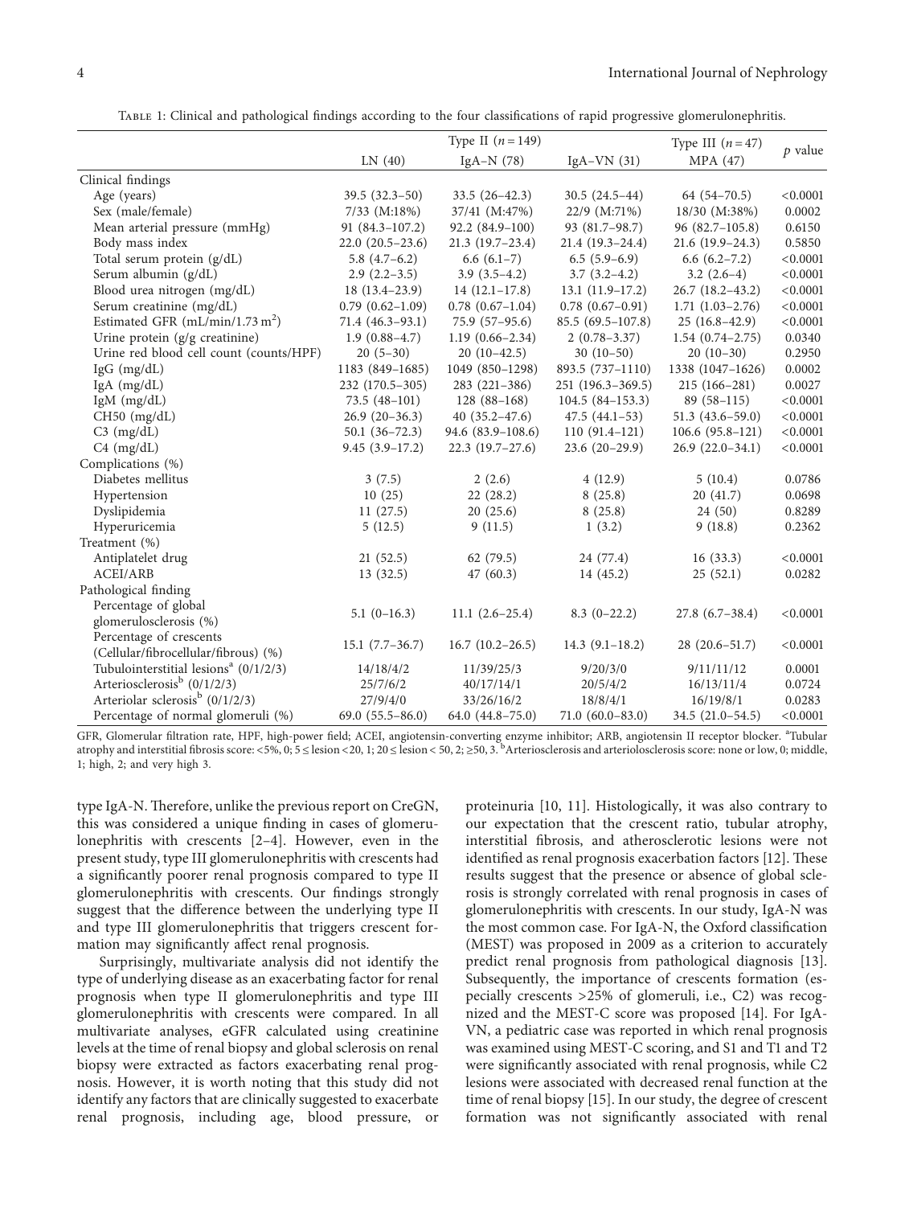Table 1: Clinical and pathological findings according to the four classifications of rapid progressive glomerulonephritis.

| | | Type II ($n = 149$) | | Type III ($n = 47$) | $p$ value |
|---|---|---|---|---|---|
| | LN (40) | IgA–N (78) | IgA–VN (31) | MPA (47) | |
| Clinical findings | | | | | |
| Age (years) | 39.5 (32.3–50) | 33.5 (26–42.3) | 30.5 (24.5–44) | 64 (54–70.5) | <0.0001 |
| Sex (male/female) | 7/33 (M:18%) | 37/41 (M:47%) | 22/9 (M:71%) | 18/30 (M:38%) | 0.0002 |
| Mean arterial pressure (mmHg) | 91 (84.3–107.2) | 92.2 (84.9–100) | 93 (81.7–98.7) | 96 (82.7–105.8) | 0.6150 |
| Body mass index | 22.0 (20.5–23.6) | 21.3 (19.7–23.4) | 21.4 (19.3–24.4) | 21.6 (19.9–24.3) | 0.5850 |
| Total serum protein (g/dL) | 5.8 (4.7–6.2) | 6.6 (6.1–7) | 6.5 (5.9–6.9) | 6.6 (6.2–7.2) | <0.0001 |
| Serum albumin (g/dL) | 2.9 (2.2–3.5) | 3.9 (3.5–4.2) | 3.7 (3.2–4.2) | 3.2 (2.6–4) | <0.0001 |
| Blood urea nitrogen (mg/dL) | 18 (13.4–23.9) | 14 (12.1–17.8) | 13.1 (11.9–17.2) | 26.7 (18.2–43.2) | <0.0001 |
| Serum creatinine (mg/dL) | 0.79 (0.62–1.09) | 0.78 (0.67–1.04) | 0.78 (0.67–0.91) | 1.71 (1.03–2.76) | <0.0001 |
| Estimated GFR (mL/min/1.73 $m^2$) | 71.4 (46.3–93.1) | 75.9 (57–95.6) | 85.5 (69.5–107.8) | 25 (16.8–42.9) | <0.0001 |
| Urine protein (g/g creatinine) | 1.9 (0.88–4.7) | 1.19 (0.66–2.34) | 2 (0.78–3.37) | 1.54 (0.74–2.75) | 0.0340 |
| Urine red blood cell count (counts/HPF) | 20 (5–30) | 20 (10–42.5) | 30 (10–50) | 20 (10–30) | 0.2950 |
| IgG (mg/dL) | 1183 (849–1685) | 1049 (850–1298) | 893.5 (737–1110) | 1338 (1047–1626) | 0.0002 |
| IgA (mg/dL) | 232 (170.5–305) | 283 (221–386) | 251 (196.3–369.5) | 215 (166–281) | 0.0027 |
| IgM (mg/dL) | 73.5 (48–101) | 128 (88–168) | 104.5 (84–153.3) | 89 (58–115) | <0.0001 |
| CH50 (mg/dL) | 26.9 (20–36.3) | 40 (35.2–47.6) | 47.5 (44.1–53) | 51.3 (43.6–59.0) | <0.0001 |
| C3 (mg/dL) | 50.1 (36–72.3) | 94.6 (83.9–108.6) | 110 (91.4–121) | 106.6 (95.8–121) | <0.0001 |
| C4 (mg/dL) | 9.45 (3.9–17.2) | 22.3 (19.7–27.6) | 23.6 (20–29.9) | 26.9 (22.0–34.1) | <0.0001 |
| Complications (%) | | | | | |
| Diabetes mellitus | 3 (7.5) | 2 (2.6) | 4 (12.9) | 5 (10.4) | 0.0786 |
| Hypertension | 10 (25) | 22 (28.2) | 8 (25.8) | 20 (41.7) | 0.0698 |
| Dyslipidemia | 11 (27.5) | 20 (25.6) | 8 (25.8) | 24 (50) | 0.8289 |
| Hyperuricemia | 5 (12.5) | 9 (11.5) | 1 (3.2) | 9 (18.8) | 0.2362 |
| Treatment (%) | | | | | |
| Antiplatelet drug | 21 (52.5) | 62 (79.5) | 24 (77.4) | 16 (33.3) | <0.0001 |
| ACEI/ARB | 13 (32.5) | 47 (60.3) | 14 (45.2) | 25 (52.1) | 0.0282 |
| Pathological finding | | | | | |
| Percentage of global glomerulosclerosis (%) | 5.1 (0–16.3) | 11.1 (2.6–25.4) | 8.3 (0–22.2) | 27.8 (6.7–38.4) | <0.0001 |
| Percentage of crescents (Cellular/fibrocellular/fibrous) (%) | 15.1 (7.7–36.7) | 16.7 (10.2–26.5) | 14.3 (9.1–18.2) | 28 (20.6–51.7) | <0.0001 |
| Tubulointerstitial lesions[a] (0/1/2/3) | 14/18/4/2 | 11/39/25/3 | 9/20/3/0 | 9/11/11/12 | 0.0001 |
| Arteriosclerosis[b] (0/1/2/3) | 25/7/6/2 | 40/17/14/1 | 20/5/4/2 | 16/13/11/4 | 0.0724 |
| Arteriolar sclerosis[b] (0/1/2/3) | 27/9/4/0 | 33/26/16/2 | 18/8/4/1 | 16/19/8/1 | 0.0283 |
| Percentage of normal glomeruli (%) | 69.0 (55.5–86.0) | 64.0 (44.8–75.0) | 71.0 (60.0–83.0) | 34.5 (21.0–54.5) | <0.0001 |

GFR, Glomerular filtration rate, HPF, high-power field; ACEI, angiotensin-converting enzyme inhibitor; ARB, angiotensin II receptor blocker. [a]Tubular atrophy and interstitial fibrosis score: <5%, 0; 5 ≤ lesion < 20, 1; 20 ≤ lesion < 50, 2; ≥50, 3. [b]Arteriosclerosis and arteriolosclerosis score: none or low, 0; middle, 1; high, 2; and very high 3.

type IgA-N. Therefore, unlike the previous report on CreGN, this was considered a unique finding in cases of glomerulonephritis with crescents [2–4]. However, even in the present study, type III glomerulonephritis with crescents had a significantly poorer renal prognosis compared to type II glomerulonephritis with crescents. Our findings strongly suggest that the difference between the underlying type II and type III glomerulonephritis that triggers crescent formation may significantly affect renal prognosis.

Surprisingly, multivariate analysis did not identify the type of underlying disease as an exacerbating factor for renal prognosis when type II glomerulonephritis and type III glomerulonephritis with crescents were compared. In all multivariate analyses, eGFR calculated using creatinine levels at the time of renal biopsy and global sclerosis on renal biopsy were extracted as factors exacerbating renal prognosis. However, it is worth noting that this study did not identify any factors that are clinically suggested to exacerbate renal prognosis, including age, blood pressure, or proteinuria [10, 11]. Histologically, it was also contrary to our expectation that the crescent ratio, tubular atrophy, interstitial fibrosis, and atherosclerotic lesions were not identified as renal prognosis exacerbation factors [12]. These results suggest that the presence or absence of global sclerosis is strongly correlated with renal prognosis in cases of glomerulonephritis with crescents. In our study, IgA-N was the most common case. For IgA-N, the Oxford classification (MEST) was proposed in 2009 as a criterion to accurately predict renal prognosis from pathological diagnosis [13]. Subsequently, the importance of crescents formation (especially crescents >25% of glomeruli, i.e., C2) was recognized and the MEST-C score was proposed [14]. For IgA-VN, a pediatric case was reported in which renal prognosis was examined using MEST-C scoring, and S1 and T1 and T2 were significantly associated with renal prognosis, while C2 lesions were associated with decreased renal function at the time of renal biopsy [15]. In our study, the degree of crescent formation was not significantly associated with renal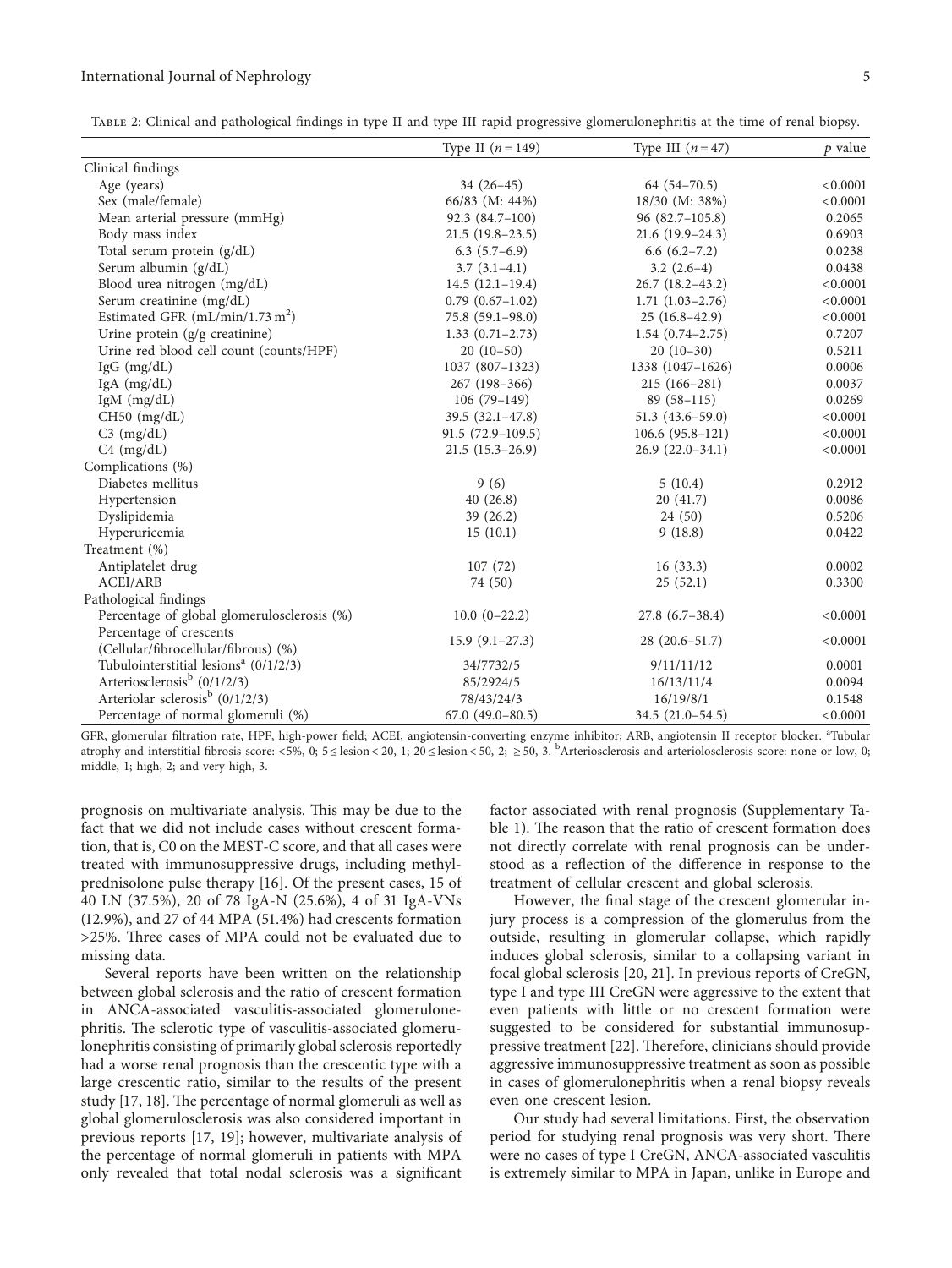Table 2: Clinical and pathological findings in type II and type III rapid progressive glomerulonephritis at the time of renal biopsy.

| | Type II ($n = 149$) | Type III ($n = 47$) | $p$ value |
|---|---|---|---|
| Clinical findings | | | |
| Age (years) | 34 (26–45) | 64 (54–70.5) | <0.0001 |
| Sex (male/female) | 66/83 (M: 44%) | 18/30 (M: 38%) | <0.0001 |
| Mean arterial pressure (mmHg) | 92.3 (84.7–100) | 96 (82.7–105.8) | 0.2065 |
| Body mass index | 21.5 (19.8–23.5) | 21.6 (19.9–24.3) | 0.6903 |
| Total serum protein (g/dL) | 6.3 (5.7–6.9) | 6.6 (6.2–7.2) | 0.0238 |
| Serum albumin (g/dL) | 3.7 (3.1–4.1) | 3.2 (2.6–4) | 0.0438 |
| Blood urea nitrogen (mg/dL) | 14.5 (12.1–19.4) | 26.7 (18.2–43.2) | <0.0001 |
| Serum creatinine (mg/dL) | 0.79 (0.67–1.02) | 1.71 (1.03–2.76) | <0.0001 |
| Estimated GFR (mL/min/1.73 $m^2$) | 75.8 (59.1–98.0) | 25 (16.8–42.9) | <0.0001 |
| Urine protein (g/g creatinine) | 1.33 (0.71–2.73) | 1.54 (0.74–2.75) | 0.7207 |
| Urine red blood cell count (counts/HPF) | 20 (10–50) | 20 (10–30) | 0.5211 |
| IgG (mg/dL) | 1037 (807–1323) | 1338 (1047–1626) | 0.0006 |
| IgA (mg/dL) | 267 (198–366) | 215 (166–281) | 0.0037 |
| IgM (mg/dL) | 106 (79–149) | 89 (58–115) | 0.0269 |
| CH50 (mg/dL) | 39.5 (32.1–47.8) | 51.3 (43.6–59.0) | <0.0001 |
| C3 (mg/dL) | 91.5 (72.9–109.5) | 106.6 (95.8–121) | <0.0001 |
| C4 (mg/dL) | 21.5 (15.3–26.9) | 26.9 (22.0–34.1) | <0.0001 |
| Complications (%) | | | |
| Diabetes mellitus | 9 (6) | 5 (10.4) | 0.2912 |
| Hypertension | 40 (26.8) | 20 (41.7) | 0.0086 |
| Dyslipidemia | 39 (26.2) | 24 (50) | 0.5206 |
| Hyperuricemia | 15 (10.1) | 9 (18.8) | 0.0422 |
| Treatment (%) | | | |
| Antiplatelet drug | 107 (72) | 16 (33.3) | 0.0002 |
| ACEI/ARB | 74 (50) | 25 (52.1) | 0.3300 |
| Pathological findings | | | |
| Percentage of global glomerulosclerosis (%) | 10.0 (0–22.2) | 27.8 (6.7–38.4) | <0.0001 |
| Percentage of crescents (Cellular/fibrocellular/fibrous) (%) | 15.9 (9.1–27.3) | 28 (20.6–51.7) | <0.0001 |
| Tubulointerstitial lesions[a] (0/1/2/3) | 34/7732/5 | 9/11/11/12 | 0.0001 |
| Arteriosclerosis[b] (0/1/2/3) | 85/2924/5 | 16/13/11/4 | 0.0094 |
| Arteriolar sclerosis[b] (0/1/2/3) | 78/43/24/3 | 16/19/8/1 | 0.1548 |
| Percentage of normal glomeruli (%) | 67.0 (49.0–80.5) | 34.5 (21.0–54.5) | <0.0001 |

GFR, glomerular filtration rate, HPF, high-power field; ACEI, angiotensin-converting enzyme inhibitor; ARB, angiotensin II receptor blocker. [a]Tubular atrophy and interstitial fibrosis score: <5%, 0; 5 ≤ lesion < 20, 1; 20 ≤ lesion < 50, 2; ≥ 50, 3. [b]Arteriosclerosis and arteriolosclerosis score: none or low, 0; middle, 1; high, 2; and very high, 3.

prognosis on multivariate analysis. This may be due to the fact that we did not include cases without crescent formation, that is, C0 on the MEST-C score, and that all cases were treated with immunosuppressive drugs, including methylprednisolone pulse therapy [16]. Of the present cases, 15 of 40 LN (37.5%), 20 of 78 IgA-N (25.6%), 4 of 31 IgA-VNs (12.9%), and 27 of 44 MPA (51.4%) had crescents formation >25%. Three cases of MPA could not be evaluated due to missing data.

Several reports have been written on the relationship between global sclerosis and the ratio of crescent formation in ANCA-associated vasculitis-associated glomerulonephritis. The sclerotic type of vasculitis-associated glomerulonephritis consisting of primarily global sclerosis reportedly had a worse renal prognosis than the crescentic type with a large crescentic ratio, similar to the results of the present study [17, 18]. The percentage of normal glomeruli as well as global glomerulosclerosis was also considered important in previous reports [17, 19]; however, multivariate analysis of the percentage of normal glomeruli in patients with MPA only revealed that total nodal sclerosis was a significant factor associated with renal prognosis (Supplementary Table 1). The reason that the ratio of crescent formation does not directly correlate with renal prognosis can be understood as a reflection of the difference in response to the treatment of cellular crescent and global sclerosis.

However, the final stage of the crescent glomerular injury process is a compression of the glomerulus from the outside, resulting in glomerular collapse, which rapidly induces global sclerosis, similar to a collapsing variant in focal global sclerosis [20, 21]. In previous reports of CreGN, type I and type III CreGN were aggressive to the extent that even patients with little or no crescent formation were suggested to be considered for substantial immunosuppressive treatment [22]. Therefore, clinicians should provide aggressive immunosuppressive treatment as soon as possible in cases of glomerulonephritis when a renal biopsy reveals even one crescent lesion.

Our study had several limitations. First, the observation period for studying renal prognosis was very short. There were no cases of type I CreGN, ANCA-associated vasculitis is extremely similar to MPA in Japan, unlike in Europe and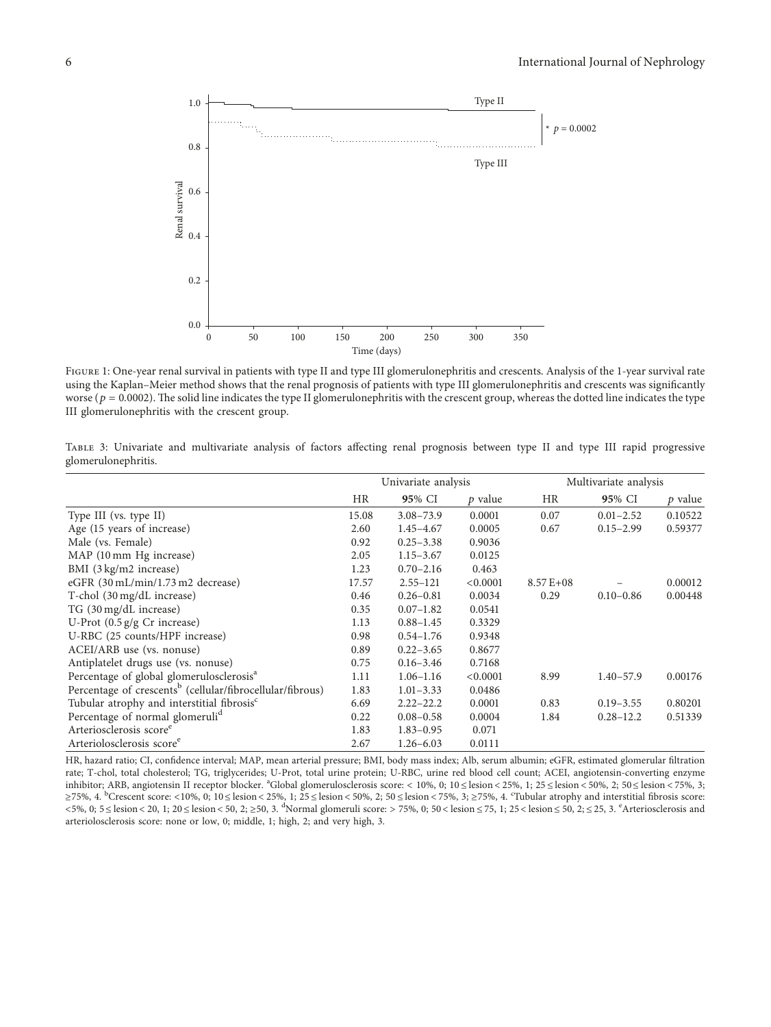Figure 1: One-year renal survival in patients with type II and type III glomerulonephritis and crescents. Analysis of the 1-year survival rate using the Kaplan–Meier method shows that the renal prognosis of patients with type III glomerulonephritis and crescents was significantly worse ($p = 0.0002$). The solid line indicates the type II glomerulonephritis with the crescent group, whereas the dotted line indicates the type III glomerulonephritis with the crescent group.

Table 3: Univariate and multivariate analysis of factors affecting renal prognosis between type II and type III rapid progressive glomerulonephritis.

| | Univariate analysis | | | Multivariate analysis | | |
|---|---|---|---|---|---|---|
| | HR | 95% CI | $p$ value | HR | 95% CI | $p$ value |
| Type III (vs. type II) | 15.08 | 3.08–73.9 | 0.0001 | 0.07 | 0.01–2.52 | 0.10522 |
| Age (15 years of increase) | 2.60 | 1.45–4.67 | 0.0005 | 0.67 | 0.15–2.99 | 0.59377 |
| Male (vs. Female) | 0.92 | 0.25–3.38 | 0.9036 | | | |
| MAP (10 mm Hg increase) | 2.05 | 1.15–3.67 | 0.0125 | | | |
| BMI (3 kg/m2 increase) | 1.23 | 0.70–2.16 | 0.463 | | | |
| eGFR (30 mL/min/1.73 m2 decrease) | 17.57 | 2.55–121 | <0.0001 | 8.57 E+08 | – | 0.00012 |
| T-chol (30 mg/dL increase) | 0.46 | 0.26–0.81 | 0.0034 | 0.29 | 0.10–0.86 | 0.00448 |
| TG (30 mg/dL increase) | 0.35 | 0.07–1.82 | 0.0541 | | | |
| U-Prot (0.5 g/g Cr increase) | 1.13 | 0.88–1.45 | 0.3329 | | | |
| U-RBC (25 counts/HPF increase) | 0.98 | 0.54–1.76 | 0.9348 | | | |
| ACEI/ARB use (vs. nonuse) | 0.89 | 0.22–3.65 | 0.8677 | | | |
| Antiplatelet drugs use (vs. nonuse) | 0.75 | 0.16–3.46 | 0.7168 | | | |
| Percentage of global glomerulosclerosis[a] | 1.11 | 1.06–1.16 | <0.0001 | 8.99 | 1.40–57.9 | 0.00176 |
| Percentage of crescents[b] (cellular/fibrocellular/fibrous) | 1.83 | 1.01–3.33 | 0.0486 | | | |
| Tubular atrophy and interstitial fibrosis[c] | 6.69 | 2.22–22.2 | 0.0001 | 0.83 | 0.19–3.55 | 0.80201 |
| Percentage of normal glomeruli[d] | 0.22 | 0.08–0.58 | 0.0004 | 1.84 | 0.28–12.2 | 0.51339 |
| Arteriosclerosis score[e] | 1.83 | 1.83–0.95 | 0.071 | | | |
| Arteriolosclerosis score[e] | 2.67 | 1.26–6.03 | 0.0111 | | | |

HR, hazard ratio; CI, confidence interval; MAP, mean arterial pressure; BMI, body mass index; Alb, serum albumin; eGFR, estimated glomerular filtration rate; T-chol, total cholesterol; TG, triglycerides; U-Prot, total urine protein; U-RBC, urine red blood cell count; ACEI, angiotensin-converting enzyme inhibitor; ARB, angiotensin II receptor blocker. [a]Global glomerulosclerosis score: < 10%, 0; 10 ≤ lesion < 25%, 1; 25 ≤ lesion < 50%, 2; 50 ≤ lesion < 75%, 3; ≥75%, 4. [b]Crescent score: <10%, 0; 10 ≤ lesion < 25%, 1; 25 ≤ lesion < 50%, 2; 50 ≤ lesion < 75%, 3; ≥75%, 4. [c]Tubular atrophy and interstitial fibrosis score: <5%, 0; 5 ≤ lesion < 20, 1; 20 ≤ lesion < 50, 2; ≥50, 3. [d]Normal glomeruli score: > 75%, 0; 50 < lesion ≤ 75, 1; 25 < lesion ≤ 50, 2; ≤ 25, 3. [e]Arteriosclerosis and arteriolosclerosis score: none or low, 0; middle, 1; high, 2; and very high, 3.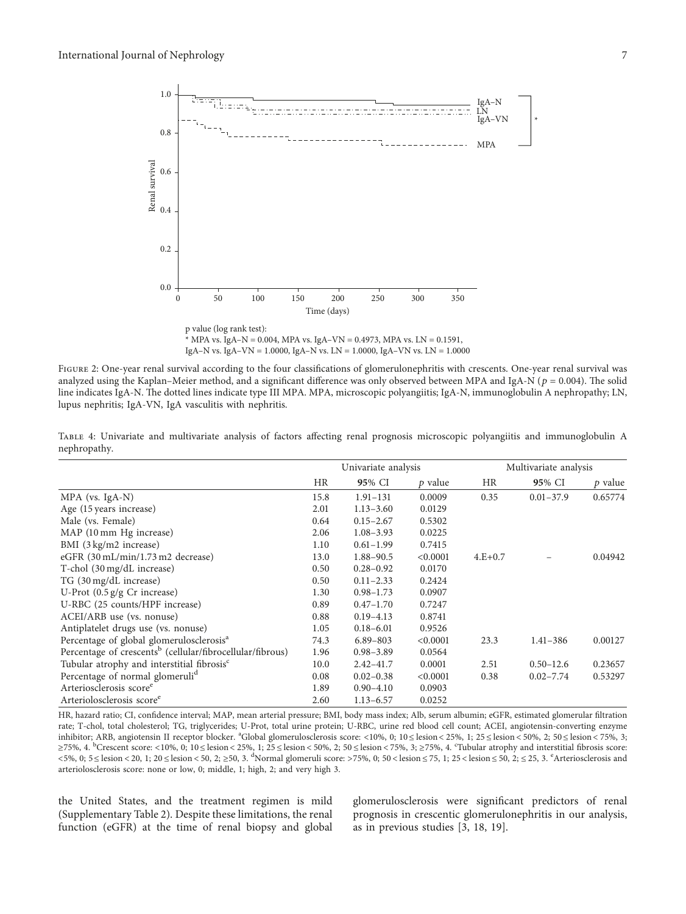p value (log rank test):
* MPA vs. IgA–N = 0.004, MPA vs. IgA–VN = 0.4973, MPA vs. LN = 0.1591,
IgA–N vs. IgA–VN = 1.0000, IgA–N vs. LN = 1.0000, IgA–VN vs. LN = 1.0000

Figure 2: One-year renal survival according to the four classifications of glomerulonephritis with crescents. One-year renal survival was analyzed using the Kaplan–Meier method, and a significant difference was only observed between MPA and IgA-N ($p = 0.004$). The solid line indicates IgA-N. The dotted lines indicate type III MPA. MPA, microscopic polyangiitis; IgA-N, immunoglobulin A nephropathy; LN, lupus nephritis; IgA-VN, IgA vasculitis with nephritis.

Table 4: Univariate and multivariate analysis of factors affecting renal prognosis microscopic polyangiitis and immunoglobulin A nephropathy.

| | Univariate analysis | | | Multivariate analysis | | |
|---|---|---|---|---|---|---|
| | HR | 95% CI | *p* value | HR | 95% CI | *p* value |
| MPA (vs. IgA-N) | 15.8 | 1.91–131 | 0.0009 | 0.35 | 0.01–37.9 | 0.65774 |
| Age (15 years increase) | 2.01 | 1.13–3.60 | 0.0129 | | | |
| Male (vs. Female) | 0.64 | 0.15–2.67 | 0.5302 | | | |
| MAP (10 mm Hg increase) | 2.06 | 1.08–3.93 | 0.0225 | | | |
| BMI (3 kg/m2 increase) | 1.10 | 0.61–1.99 | 0.7415 | | | |
| eGFR (30 mL/min/1.73 m2 decrease) | 13.0 | 1.88–90.5 | <0.0001 | 4.E+0.7 | – | 0.04942 |
| T-chol (30 mg/dL increase) | 0.50 | 0.28–0.92 | 0.0170 | | | |
| TG (30 mg/dL increase) | 0.50 | 0.11–2.33 | 0.2424 | | | |
| U-Prot (0.5 g/g Cr increase) | 1.30 | 0.98–1.73 | 0.0907 | | | |
| U-RBC (25 counts/HPF increase) | 0.89 | 0.47–1.70 | 0.7247 | | | |
| ACEI/ARB use (vs. nonuse) | 0.88 | 0.19–4.13 | 0.8741 | | | |
| Antiplatelet drugs use (vs. nonuse) | 1.05 | 0.18–6.01 | 0.9526 | | | |
| Percentage of global glomerulosclerosis[a] | 74.3 | 6.89–803 | <0.0001 | 23.3 | 1.41–386 | 0.00127 |
| Percentage of crescents[b] (cellular/fibrocellular/fibrous) | 1.96 | 0.98–3.89 | 0.0564 | | | |
| Tubular atrophy and interstitial fibrosis[c] | 10.0 | 2.42–41.7 | 0.0001 | 2.51 | 0.50–12.6 | 0.23657 |
| Percentage of normal glomeruli[d] | 0.08 | 0.02–0.38 | <0.0001 | 0.38 | 0.02–7.74 | 0.53297 |
| Arteriosclerosis score[e] | 1.89 | 0.90–4.10 | 0.0903 | | | |
| Arteriolosclerosis score[e] | 2.60 | 1.13–6.57 | 0.0252 | | | |

HR, hazard ratio; CI, confidence interval; MAP, mean arterial pressure; BMI, body mass index; Alb, serum albumin; eGFR, estimated glomerular filtration rate; T-chol, total cholesterol; TG, triglycerides; U-Prot, total urine protein; U-RBC, urine red blood cell count; ACEI, angiotensin-converting enzyme inhibitor; ARB, angiotensin II receptor blocker. [a]Global glomerulosclerosis score: <10%, 0; 10 ≤ lesion < 25%, 1; 25 ≤ lesion < 50%, 2; 50 ≤ lesion < 75%, 3; ≥75%, 4. [b]Crescent score: <10%, 0; 10 ≤ lesion < 25%, 1; 25 ≤ lesion < 50%, 2; 50 ≤ lesion < 75%, 3; ≥75%, 4. [c]Tubular atrophy and interstitial fibrosis score: <5%, 0; 5 ≤ lesion < 20, 1; 20 ≤ lesion < 50, 2; ≥50, 3. [d]Normal glomeruli score: >75%, 0; 50 < lesion ≤ 75, 1; 25 < lesion ≤ 50, 2; ≤ 25, 3. [e]Arteriosclerosis and arteriolosclerosis score: none or low, 0; middle, 1; high, 2; and very high 3.

the United States, and the treatment regimen is mild (Supplementary Table 2). Despite these limitations, the renal function (eGFR) at the time of renal biopsy and global glomerulosclerosis were significant predictors of renal prognosis in crescentic glomerulonephritis in our analysis, as in previous studies [3, 18, 19].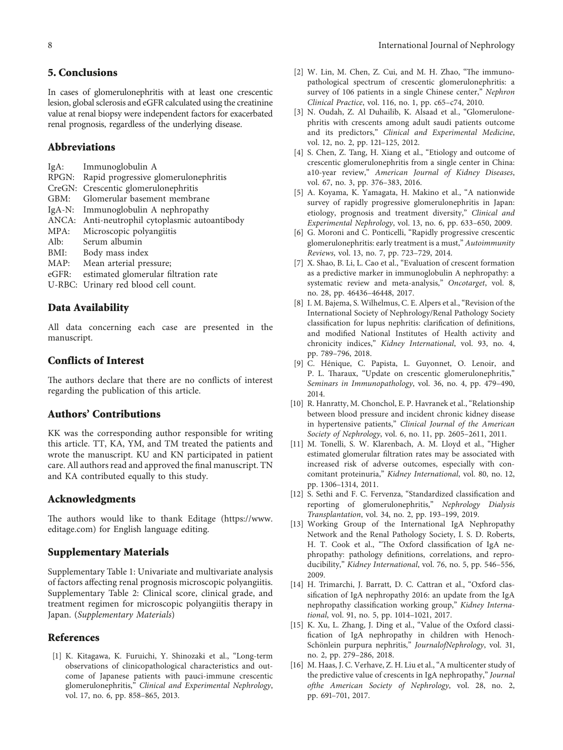## 5. Conclusions

In cases of glomerulonephritis with at least one crescentic lesion, global sclerosis and eGFR calculated using the creatinine value at renal biopsy were independent factors for exacerbated renal prognosis, regardless of the underlying disease.

## Abbreviations

IgA: Immunoglobulin A
RPGN: Rapid progressive glomerulonephritis
CreGN: Crescentic glomerulonephritis
GBM: Glomerular basement membrane
IgA-N: Immunoglobulin A nephropathy
ANCA: Anti-neutrophil cytoplasmic autoantibody
MPA: Microscopic polyangiitis
Alb: Serum albumin
BMI: Body mass index
MAP: Mean arterial pressure;
eGFR: estimated glomerular filtration rate
U-RBC: Urinary red blood cell count.

## Data Availability

All data concerning each case are presented in the manuscript.

## Conflicts of Interest

The authors declare that there are no conflicts of interest regarding the publication of this article.

## Authors' Contributions

KK was the corresponding author responsible for writing this article. TT, KA, YM, and TM treated the patients and wrote the manuscript. KU and KN participated in patient care. All authors read and approved the final manuscript. TN and KA contributed equally to this study.

## Acknowledgments

The authors would like to thank Editage (https://www.editage.com) for English language editing.

## Supplementary Materials

Supplementary Table 1: Univariate and multivariate analysis of factors affecting renal prognosis microscopic polyangiitis. Supplementary Table 2: Clinical score, clinical grade, and treatment regimen for microscopic polyangiitis therapy in Japan. (*Supplementary Materials*)

## References

[1] K. Kitagawa, K. Furuichi, Y. Shinozaki et al., "Long-term observations of clinicopathological characteristics and outcome of Japanese patients with pauci-immune crescentic glomerulonephritis," *Clinical and Experimental Nephrology*, vol. 17, no. 6, pp. 858–865, 2013.

[2] W. Lin, M. Chen, Z. Cui, and M. H. Zhao, "The immunopathological spectrum of crescentic glomerulonephritis: a survey of 106 patients in a single Chinese center," *Nephron Clinical Practice*, vol. 116, no. 1, pp. c65–c74, 2010.

[3] N. Oudah, Z. Al Duhailib, K. Alsaad et al., "Glomerulonephritis with crescents among adult saudi patients outcome and its predictors," *Clinical and Experimental Medicine*, vol. 12, no. 2, pp. 121–125, 2012.

[4] S. Chen, Z. Tang, H. Xiang et al., "Etiology and outcome of crescentic glomerulonephritis from a single center in China: a10-year review," *American Journal of Kidney Diseases*, vol. 67, no. 3, pp. 376–383, 2016.

[5] A. Koyama, K. Yamagata, H. Makino et al., "A nationwide survey of rapidly progressive glomerulonephritis in Japan: etiology, prognosis and treatment diversity," *Clinical and Experimental Nephrology*, vol. 13, no. 6, pp. 633–650, 2009.

[6] G. Moroni and C. Ponticelli, "Rapidly progressive crescentic glomerulonephritis: early treatment is a must," *Autoimmunity Reviews*, vol. 13, no. 7, pp. 723–729, 2014.

[7] X. Shao, B. Li, L. Cao et al., "Evaluation of crescent formation as a predictive marker in immunoglobulin A nephropathy: a systematic review and meta-analysis," *Oncotarget*, vol. 8, no. 28, pp. 46436–46448, 2017.

[8] I. M. Bajema, S. Wilhelmus, C. E. Alpers et al., "Revision of the International Society of Nephrology/Renal Pathology Society classification for lupus nephritis: clarification of definitions, and modified National Institutes of Health activity and chronicity indices," *Kidney International*, vol. 93, no. 4, pp. 789–796, 2018.

[9] C. Hénique, C. Papista, L. Guyonnet, O. Lenoir, and P. L. Tharaux, "Update on crescentic glomerulonephritis," *Seminars in Immunopathology*, vol. 36, no. 4, pp. 479–490, 2014.

[10] R. Hanratty, M. Chonchol, E. P. Havranek et al., "Relationship between blood pressure and incident chronic kidney disease in hypertensive patients," *Clinical Journal of the American Society of Nephrology*, vol. 6, no. 11, pp. 2605–2611, 2011.

[11] M. Tonelli, S. W. Klarenbach, A. M. Lloyd et al., "Higher estimated glomerular filtration rates may be associated with increased risk of adverse outcomes, especially with concomitant proteinuria," *Kidney International*, vol. 80, no. 12, pp. 1306–1314, 2011.

[12] S. Sethi and F. C. Fervenza, "Standardized classification and reporting of glomerulonephritis," *Nephrology Dialysis Transplantation*, vol. 34, no. 2, pp. 193–199, 2019.

[13] Working Group of the International IgA Nephropathy Network and the Renal Pathology Society, I. S. D. Roberts, H. T. Cook et al., "The Oxford classification of IgA nephropathy: pathology definitions, correlations, and reproducibility," *Kidney International*, vol. 76, no. 5, pp. 546–556, 2009.

[14] H. Trimarchi, J. Barratt, D. C. Cattran et al., "Oxford classification of IgA nephropathy 2016: an update from the IgA nephropathy classification working group," *Kidney International*, vol. 91, no. 5, pp. 1014–1021, 2017.

[15] K. Xu, L. Zhang, J. Ding et al., "Value of the Oxford classification of IgA nephropathy in children with Henoch-Schönlein purpura nephritis," *JournalofNephrology*, vol. 31, no. 2, pp. 279–286, 2018.

[16] M. Haas, J. C. Verhave, Z. H. Liu et al., "A multicenter study of the predictive value of crescents in IgA nephropathy," *Journal ofthe American Society of Nephrology*, vol. 28, no. 2, pp. 691–701, 2017.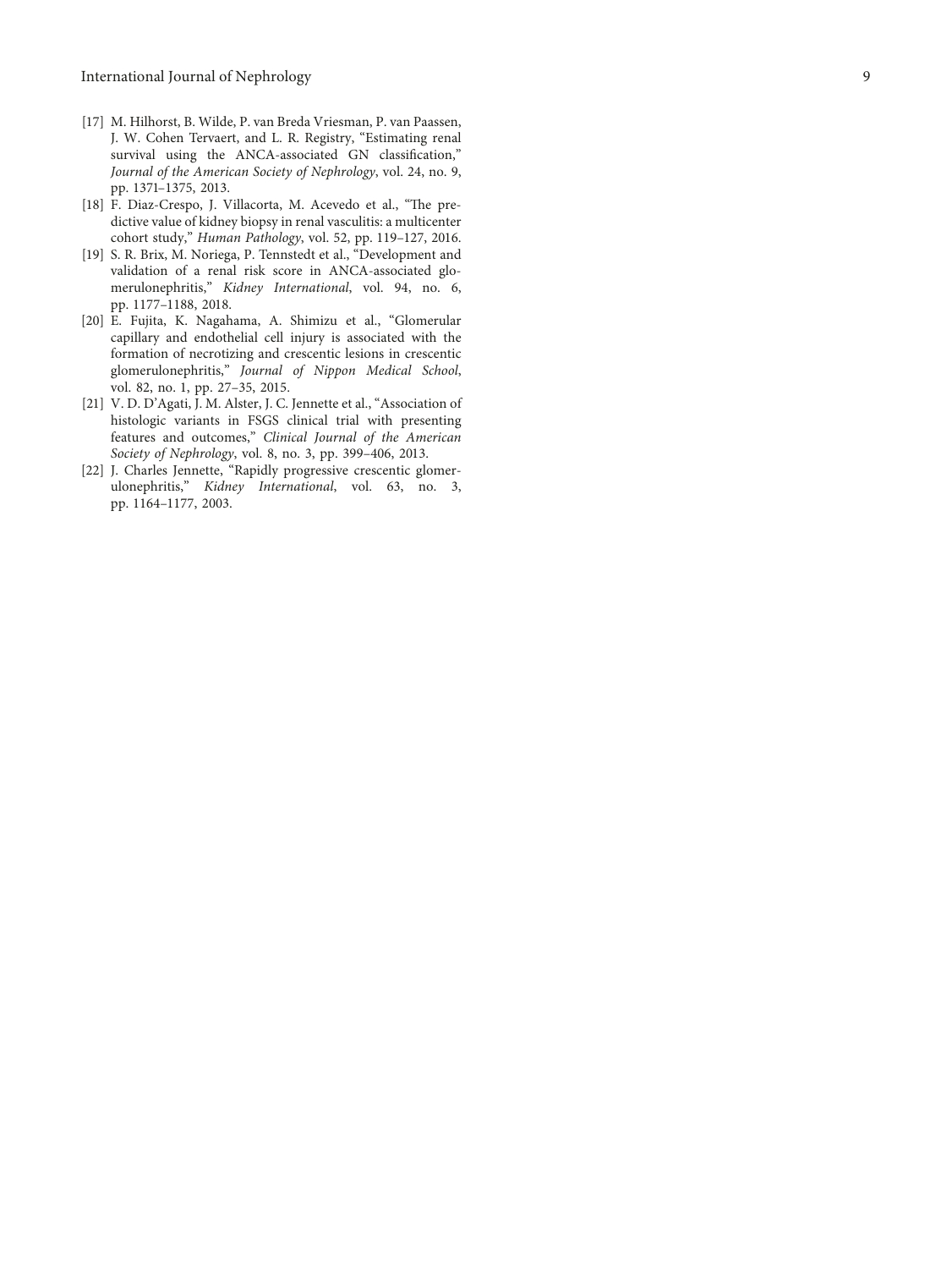[17] M. Hilhorst, B. Wilde, P. van Breda Vriesman, P. van Paassen, J. W. Cohen Tervaert, and L. R. Registry, "Estimating renal survival using the ANCA-associated GN classification," *Journal of the American Society of Nephrology*, vol. 24, no. 9, pp. 1371–1375, 2013.

[18] F. Diaz-Crespo, J. Villacorta, M. Acevedo et al., "The predictive value of kidney biopsy in renal vasculitis: a multicenter cohort study," *Human Pathology*, vol. 52, pp. 119–127, 2016.

[19] S. R. Brix, M. Noriega, P. Tennstedt et al., "Development and validation of a renal risk score in ANCA-associated glomerulonephritis," *Kidney International*, vol. 94, no. 6, pp. 1177–1188, 2018.

[20] E. Fujita, K. Nagahama, A. Shimizu et al., "Glomerular capillary and endothelial cell injury is associated with the formation of necrotizing and crescentic lesions in crescentic glomerulonephritis," *Journal of Nippon Medical School*, vol. 82, no. 1, pp. 27–35, 2015.

[21] V. D. D'Agati, J. M. Alster, J. C. Jennette et al., "Association of histologic variants in FSGS clinical trial with presenting features and outcomes," *Clinical Journal of the American Society of Nephrology*, vol. 8, no. 3, pp. 399–406, 2013.

[22] J. Charles Jennette, "Rapidly progressive crescentic glomerulonephritis," *Kidney International*, vol. 63, no. 3, pp. 1164–1177, 2003.